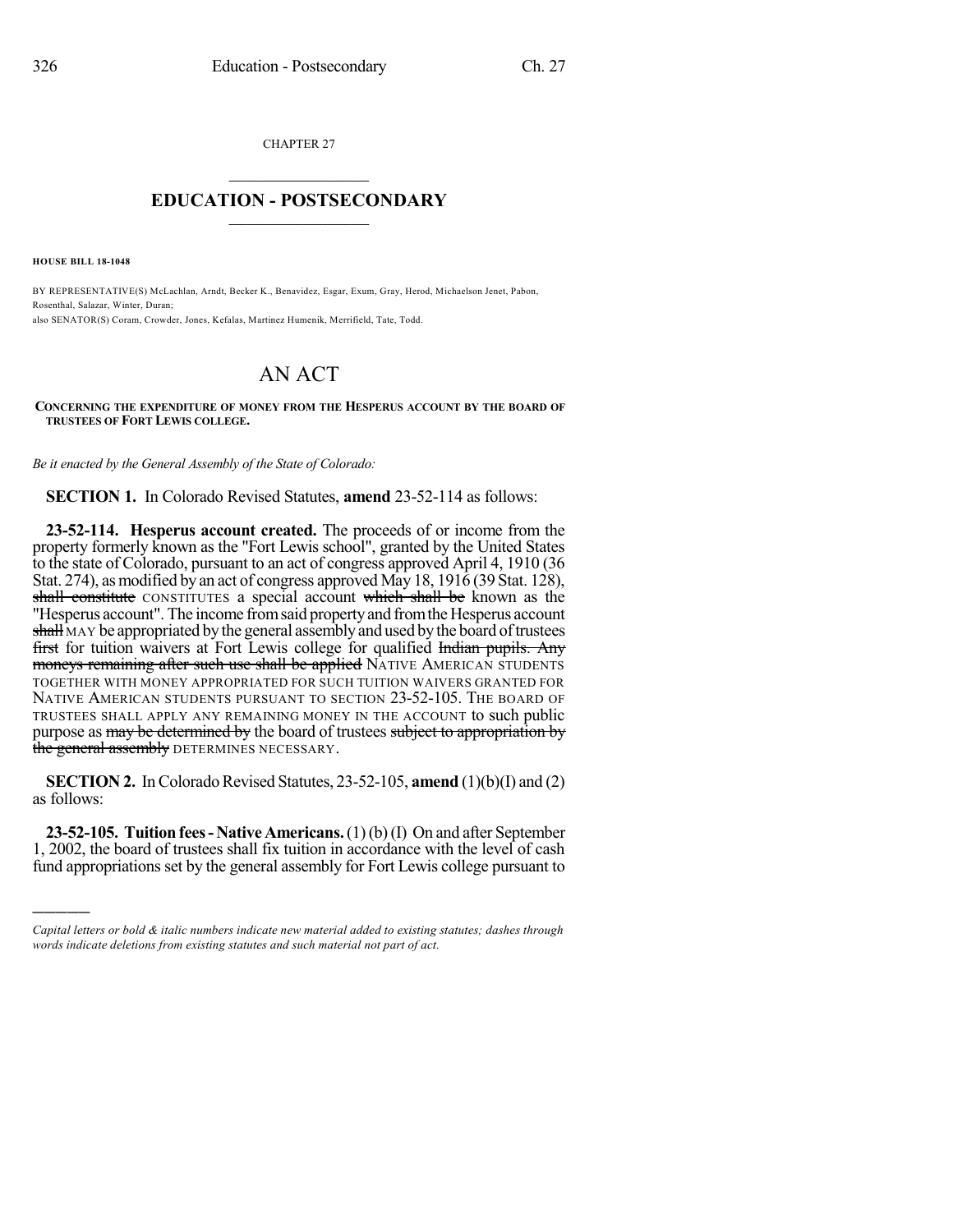CHAPTER 27

# EDUCATION - POSTSECONDARY

**HOUSE BILL 18-1048**

BY REPRESENTATIVE(S) McLachlan, Arndt, Becker K., Benavidez, Esgar, Exum, Gray, Herod, Michaelson Jenet, Pabon, Rosenthal, Salazar, Winter, Duran;
also SENATOR(S) Coram, Crowder, Jones, Kefalas, Martinez Humenik, Merrifield, Tate, Todd.

# AN ACT

**CONCERNING THE EXPENDITURE OF MONEY FROM THE HESPERUS ACCOUNT BY THE BOARD OF TRUSTEES OF FORT LEWIS COLLEGE.**

*Be it enacted by the General Assembly of the State of Colorado:*

**SECTION 1.** In Colorado Revised Statutes, **amend** 23-52-114 as follows:

**23-52-114. Hesperus account created.** The proceeds of or income from the property formerly known as the "Fort Lewis school", granted by the United States to the state of Colorado, pursuant to an act of congress approved April 4, 1910 (36 Stat. 274), as modified by an act of congress approved May 18, 1916 (39 Stat. 128), ~~shall constitute~~ CONSTITUTES a special account ~~which shall be~~ known as the "Hesperus account". The income from said property and from the Hesperus account ~~shall~~ MAY be appropriated by the general assembly and used by the board of trustees ~~first~~ for tuition waivers at Fort Lewis college for qualified ~~Indian pupils. Any moneys remaining after such use shall be applied~~ NATIVE AMERICAN STUDENTS TOGETHER WITH MONEY APPROPRIATED FOR SUCH TUITION WAIVERS GRANTED FOR NATIVE AMERICAN STUDENTS PURSUANT TO SECTION 23-52-105. THE BOARD OF TRUSTEES SHALL APPLY ANY REMAINING MONEY IN THE ACCOUNT to such public purpose as ~~may be determined by~~ the board of trustees ~~subject to appropriation by the general assembly~~ DETERMINES NECESSARY.

**SECTION 2.** In Colorado Revised Statutes, 23-52-105, **amend** (1)(b)(I) and (2) as follows:

**23-52-105. Tuition fees - Native Americans.** (1) (b) (I) On and after September 1, 2002, the board of trustees shall fix tuition in accordance with the level of cash fund appropriations set by the general assembly for Fort Lewis college pursuant to

---

*Capital letters or bold & italic numbers indicate new material added to existing statutes; dashes through words indicate deletions from existing statutes and such material not part of act.*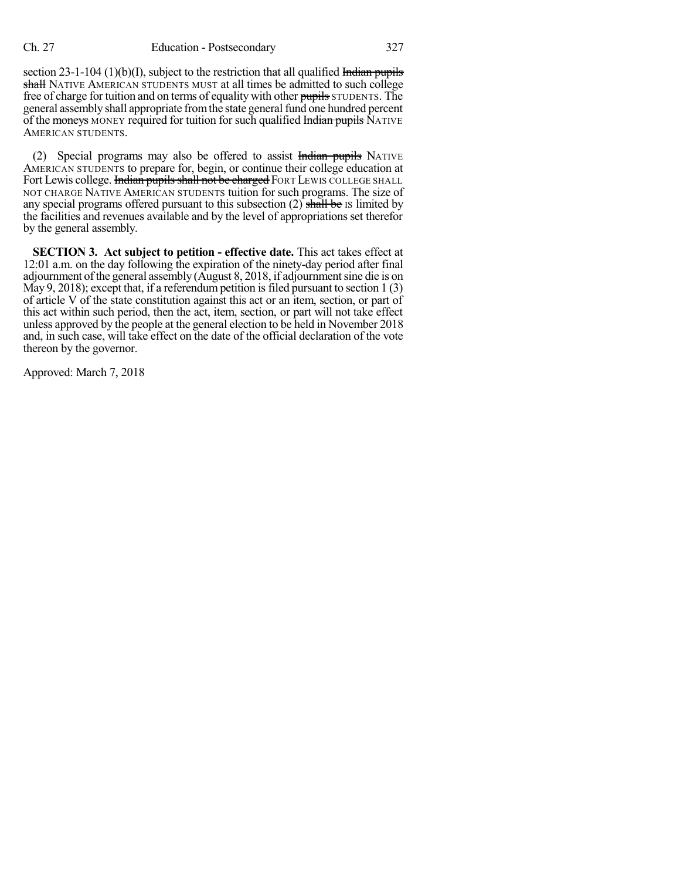section 23-1-104 (1)(b)(I), subject to the restriction that all qualified ~~Indian pupils shall~~ NATIVE AMERICAN STUDENTS MUST at all times be admitted to such college free of charge for tuition and on terms of equality with other ~~pupils~~ STUDENTS. The general assembly shall appropriate from the state general fund one hundred percent of the ~~moneys~~ MONEY required for tuition for such qualified ~~Indian pupils~~ NATIVE AMERICAN STUDENTS.

(2) Special programs may also be offered to assist ~~Indian pupils~~ NATIVE AMERICAN STUDENTS to prepare for, begin, or continue their college education at Fort Lewis college. ~~Indian pupils shall not be charged~~ FORT LEWIS COLLEGE SHALL NOT CHARGE NATIVE AMERICAN STUDENTS tuition for such programs. The size of any special programs offered pursuant to this subsection (2) ~~shall be~~ IS limited by the facilities and revenues available and by the level of appropriations set therefor by the general assembly.

**SECTION 3. Act subject to petition - effective date.** This act takes effect at 12:01 a.m. on the day following the expiration of the ninety-day period after final adjournment of the general assembly (August 8, 2018, if adjournment sine die is on May 9, 2018); except that, if a referendum petition is filed pursuant to section 1 (3) of article V of the state constitution against this act or an item, section, or part of this act within such period, then the act, item, section, or part will not take effect unless approved by the people at the general election to be held in November 2018 and, in such case, will take effect on the date of the official declaration of the vote thereon by the governor.

Approved: March 7, 2018